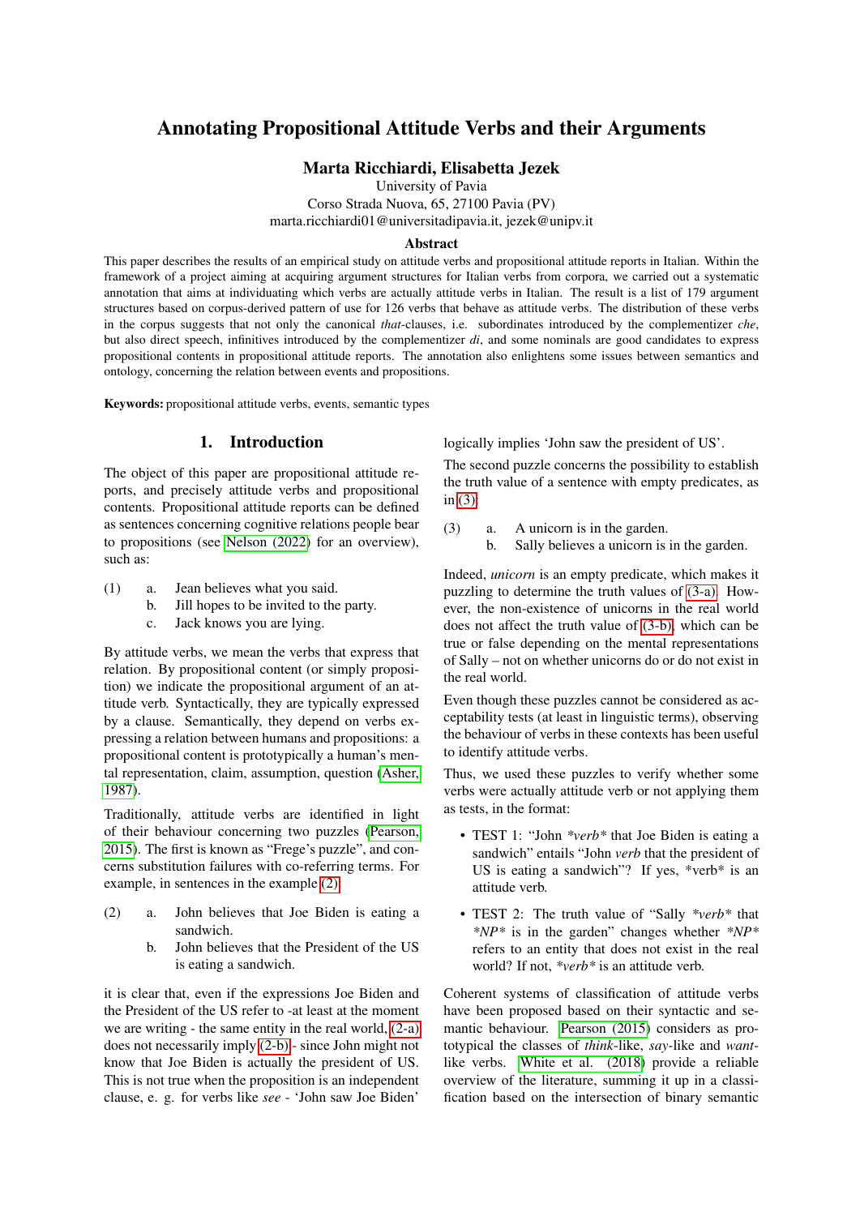# Annotating Propositional Attitude Verbs and their Arguments

**Marta Ricchiardi, Elisabetta Jezek**

University of Pavia

Corso Strada Nuova, 65, 27100 Pavia (PV)

marta.ricchiardi01@universitadipavia.it, jezek@unipv.it

## Abstract

This paper describes the results of an empirical study on attitude verbs and propositional attitude reports in Italian. Within the framework of a project aiming at acquiring argument structures for Italian verbs from corpora, we carried out a systematic annotation that aims at individuating which verbs are actually attitude verbs in Italian. The result is a list of 179 argument structures based on corpus-derived pattern of use for 126 verbs that behave as attitude verbs. The distribution of these verbs in the corpus suggests that not only the canonical *that*-clauses, i.e. subordinates introduced by the complementizer *che*, but also direct speech, infinitives introduced by the complementizer *di*, and some nominals are good candidates to express propositional contents in propositional attitude reports. The annotation also enlightens some issues between semantics and ontology, concerning the relation between events and propositions.

**Keywords:** propositional attitude verbs, events, semantic types

## 1. Introduction

The object of this paper are propositional attitude reports, and precisely attitude verbs and propositional contents. Propositional attitude reports can be defined as sentences concerning cognitive relations people bear to propositions (see Nelson (2022) for an overview), such as:

(1) a. Jean believes what you said.
 b. Jill hopes to be invited to the party.
 c. Jack knows you are lying.

By attitude verbs, we mean the verbs that express that relation. By propositional content (or simply proposition) we indicate the propositional argument of an attitude verb. Syntactically, they are typically expressed by a clause. Semantically, they depend on verbs expressing a relation between humans and propositions: a propositional content is prototypically a human's mental representation, claim, assumption, question (Asher, 1987).

Traditionally, attitude verbs are identified in light of their behaviour concerning two puzzles (Pearson, 2015). The first is known as "Frege's puzzle", and concerns substitution failures with co-referring terms. For example, in sentences in the example (2)

(2) a. John believes that Joe Biden is eating a sandwich.
 b. John believes that the President of the US is eating a sandwich.

it is clear that, even if the expressions Joe Biden and the President of the US refer to -at least at the moment we are writing - the same entity in the real world, (2-a) does not necessarily imply (2-b) - since John might not know that Joe Biden is actually the president of US. This is not true when the proposition is an independent clause, e. g. for verbs like *see* - 'John saw Joe Biden' logically implies 'John saw the president of US'.

The second puzzle concerns the possibility to establish the truth value of a sentence with empty predicates, as in (3):

(3) a. A unicorn is in the garden.
 b. Sally believes a unicorn is in the garden.

Indeed, *unicorn* is an empty predicate, which makes it puzzling to determine the truth values of (3-a). However, the non-existence of unicorns in the real world does not affect the truth value of (3-b), which can be true or false depending on the mental representations of Sally – not on whether unicorns do or do not exist in the real world.

Even though these puzzles cannot be considered as acceptability tests (at least in linguistic terms), observing the behaviour of verbs in these contexts has been useful to identify attitude verbs.

Thus, we used these puzzles to verify whether some verbs were actually attitude verb or not applying them as tests, in the format:

- TEST 1: "John *\*verb\** that Joe Biden is eating a sandwich" entails "John *verb* that the president of US is eating a sandwich"? If yes, \*verb\* is an attitude verb.
- TEST 2: The truth value of "Sally *\*verb\** that *\*NP\** is in the garden" changes whether *\*NP\** refers to an entity that does not exist in the real world? If not, *\*verb\** is an attitude verb.

Coherent systems of classification of attitude verbs have been proposed based on their syntactic and semantic behaviour. Pearson (2015) considers as prototypical the classes of *think*-like, *say*-like and *want*-like verbs. White et al. (2018) provide a reliable overview of the literature, summing it up in a classification based on the intersection of binary semantic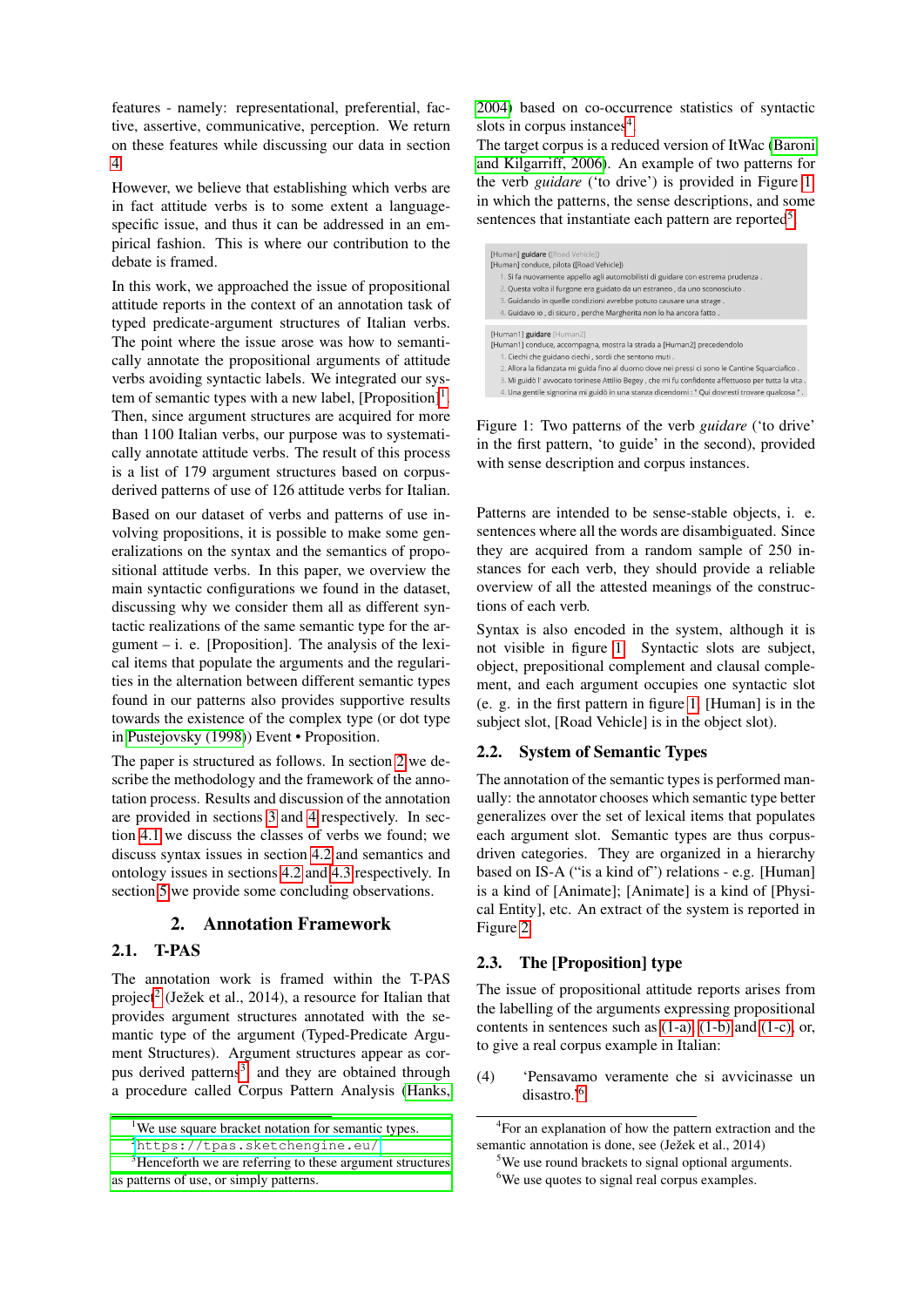features - namely: representational, preferential, factive, assertive, communicative, perception. We return on these features while discussing our data in section 4.

However, we believe that establishing which verbs are in fact attitude verbs is to some extent a language-specific issue, and thus it can be addressed in an empirical fashion. This is where our contribution to the debate is framed.

In this work, we approached the issue of propositional attitude reports in the context of an annotation task of typed predicate-argument structures of Italian verbs. The point where the issue arose was how to semantically annotate the propositional arguments of attitude verbs avoiding syntactic labels. We integrated our system of semantic types with a new label, [Proposition][1]. Then, since argument structures are acquired for more than 1100 Italian verbs, our purpose was to systematically annotate attitude verbs. The result of this process is a list of 179 argument structures based on corpus-derived patterns of use of 126 attitude verbs for Italian.

Based on our dataset of verbs and patterns of use involving propositions, it is possible to make some generalizations on the syntax and the semantics of propositional attitude verbs. In this paper, we overview the main syntactic configurations we found in the dataset, discussing why we consider them all as different syntactic realizations of the same semantic type for the argument – i. e. [Proposition]. The analysis of the lexical items that populate the arguments and the regularities in the alternation between different semantic types found in our patterns also provides supportive results towards the existence of the complex type (or dot type in Pustejovsky (1998)) Event • Proposition.

The paper is structured as follows. In section 2 we describe the methodology and the framework of the annotation process. Results and discussion of the annotation are provided in sections 3 and 4 respectively. In section 4.1 we discuss the classes of verbs we found; we discuss syntax issues in section 4.2 and semantics and ontology issues in sections 4.2 and 4.3 respectively. In section 5 we provide some concluding observations.

## 2. Annotation Framework

### 2.1. T-PAS

The annotation work is framed within the T-PAS project[2] (Ježek et al., 2014), a resource for Italian that provides argument structures annotated with the semantic type of the argument (Typed-Predicate Argument Structures). Argument structures appear as corpus derived patterns[3] and they are obtained through a procedure called Corpus Pattern Analysis (Hanks, 2004) based on co-occurrence statistics of syntactic slots in corpus instances[4].

The target corpus is a reduced version of ItWac (Baroni and Kilgarriff, 2006). An example of two patterns for the verb *guidare* ('to drive') is provided in Figure 1 in which the patterns, the sense descriptions, and some sentences that instantiate each pattern are reported[5].

[Human] guidare ([Road Vehicle])
[Human] conduce, pilota ([Road Vehicle])
1. Si fa nuovamente appello agli automobilisti di guidare con estrema prudenza .
2. Questa volta il furgone era guidato da un estraneo , da uno sconosciuto .
3. Guidando in quelle condizioni avrebbe potuto causare una strage .
4. Guidavo io , di sicuro , perche Margherita non lo ha ancora fatto .

[Human1] guidare [Human2]
[Human1] conduce, accompagna, mostra la strada a [Human2] precedendolo
1. Ciechi che guidano ciechi , sordi che sentono muti .
2. Allora la fidanzata mi guida fino al duomo dove nei pressi ci sono le Cantine Squarcafico .
3. Mi guidò l' avvocato torinese Attilio Begey , che mi fu confidente affettuoso per tutta la vita .
4. Una gentile signorina mi guidò in una stanza dicendomi : " Qui dovresti trovare qualcosa " .

Figure 1: Two patterns of the verb *guidare* ('to drive' in the first pattern, 'to guide' in the second), provided with sense description and corpus instances.

Patterns are intended to be sense-stable objects, i. e. sentences where all the words are disambiguated. Since they are acquired from a random sample of 250 instances for each verb, they should provide a reliable overview of all the attested meanings of the constructions of each verb.

Syntax is also encoded in the system, although it is not visible in figure 1. Syntactic slots are subject, object, prepositional complement and clausal complement, and each argument occupies one syntactic slot (e. g. in the first pattern in figure 1, [Human] is in the subject slot, [Road Vehicle] is in the object slot).

### 2.2. System of Semantic Types

The annotation of the semantic types is performed manually: the annotator chooses which semantic type better generalizes over the set of lexical items that populates each argument slot. Semantic types are thus corpus-driven categories. They are organized in a hierarchy based on IS-A ("is a kind of") relations - e.g. [Human] is a kind of [Animate]; [Animate] is a kind of [Physical Entity], etc. An extract of the system is reported in Figure 2.

### 2.3. The [Proposition] type

The issue of propositional attitude reports arises from the labelling of the arguments expressing propositional contents in sentences such as (1-a), (1-b) and (1-c), or, to give a real corpus example in Italian:

(4) 'Pensavamo veramente che si avvicinasse un disastro.'[6]

[1] We use square bracket notation for semantic types.

[2] https://tpas.sketchengine.eu/

[3] Henceforth we are referring to these argument structures as patterns of use, or simply patterns.

[4] For an explanation of how the pattern extraction and the semantic annotation is done, see (Ježek et al., 2014)

[5] We use round brackets to signal optional arguments.

[6] We use quotes to signal real corpus examples.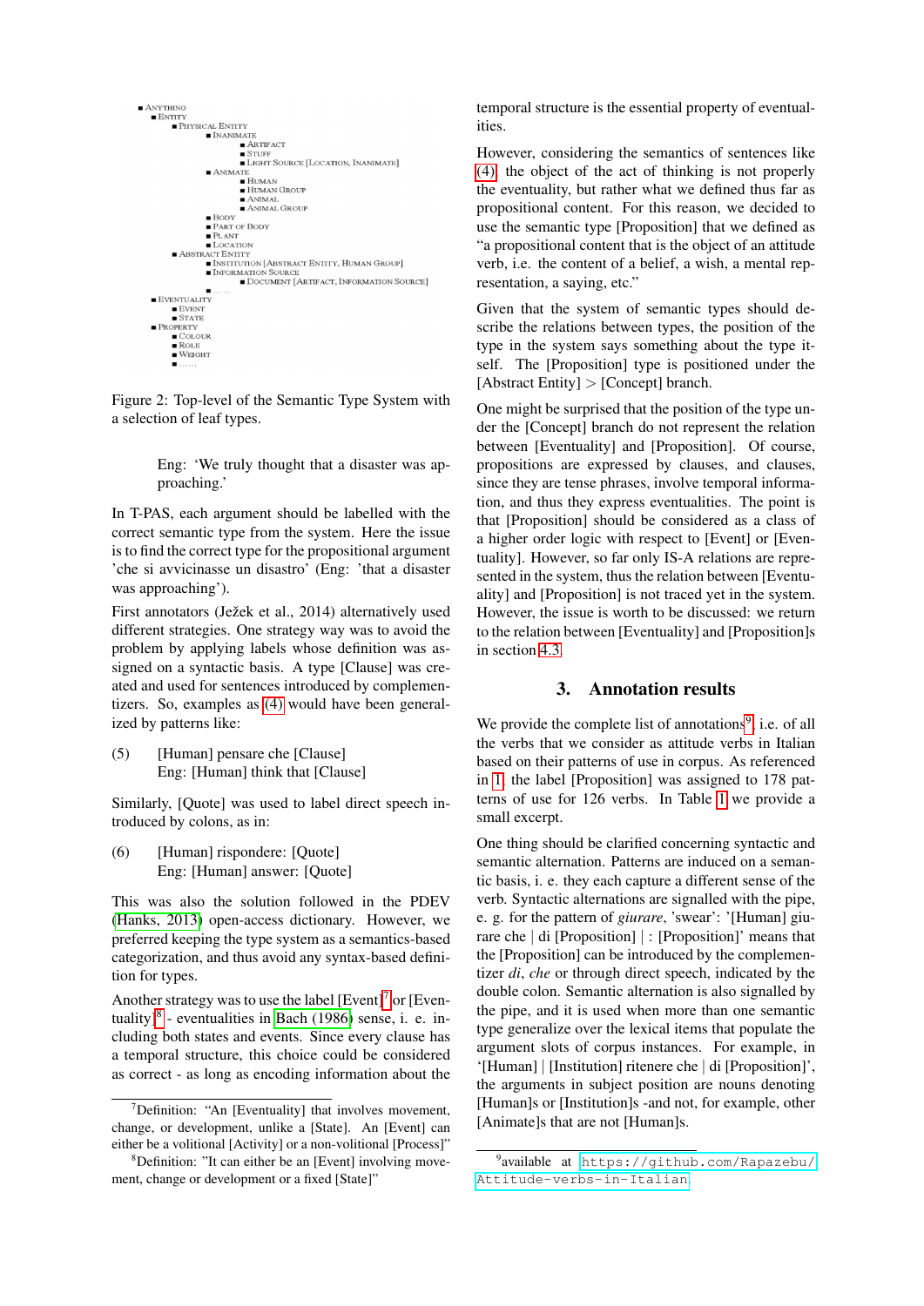■ Anything
 ■ Entity
  ■ Physical Entity
   ■ Inanimate
    ■ Artifact
    ■ Stuff
    ■ Light Source [Location, Inanimate]
   ■ Animate
    ■ Human
    ■ Human Group
    ■ Animal
    ■ Animal Group
   ■ Body
   ■ Part of Body
   ■ Plant
   ■ Location
  ■ Abstract Entity
   ■ Institution [Abstract Entity, Human Group]
   ■ Information Source
    ■ Document [Artifact, Information Source]
   ■ ......
 ■ Eventuality
  ■ Event
  ■ State
 ■ Property
  ■ Colour
  ■ Role
  ■ Weight
  ■ ......

Figure 2: Top-level of the Semantic Type System with a selection of leaf types.

Eng: 'We truly thought that a disaster was approaching.'

In T-PAS, each argument should be labelled with the correct semantic type from the system. Here the issue is to find the correct type for the propositional argument 'che si avvicinasse un disastro' (Eng: 'that a disaster was approaching').

First annotators (Ježek et al., 2014) alternatively used different strategies. One strategy way was to avoid the problem by applying labels whose definition was assigned on a syntactic basis. A type [Clause] was created and used for sentences introduced by complementizers. So, examples as (4) would have been generalized by patterns like:

(5) [Human] pensare che [Clause]
Eng: [Human] think that [Clause]

Similarly, [Quote] was used to label direct speech introduced by colons, as in:

(6) [Human] rispondere: [Quote]
Eng: [Human] answer: [Quote]

This was also the solution followed in the PDEV (Hanks, 2013) open-access dictionary. However, we preferred keeping the type system as a semantics-based categorization, and thus avoid any syntax-based definition for types.

Another strategy was to use the label [Event][7] or [Eventuality][8] - eventualities in Bach (1986) sense, i. e. including both states and events. Since every clause has a temporal structure, this choice could be considered as correct - as long as encoding information about the temporal structure is the essential property of eventualities.

However, considering the semantics of sentences like (4) the object of the act of thinking is not properly the eventuality, but rather what we defined thus far as propositional content. For this reason, we decided to use the semantic type [Proposition] that we defined as "a propositional content that is the object of an attitude verb, i.e. the content of a belief, a wish, a mental representation, a saying, etc."

Given that the system of semantic types should describe the relations between types, the position of the type in the system says something about the type itself. The [Proposition] type is positioned under the [Abstract Entity] > [Concept] branch.

One might be surprised that the position of the type under the [Concept] branch do not represent the relation between [Eventuality] and [Proposition]. Of course, propositions are expressed by clauses, and clauses, since they are tense phrases, involve temporal information, and thus they express eventualities. The point is that [Proposition] should be considered as a class of a higher order logic with respect to [Event] or [Eventuality]. However, so far only IS-A relations are represented in the system, thus the relation between [Eventuality] and [Proposition] is not traced yet in the system. However, the issue is worth to be discussed: we return to the relation between [Eventuality] and [Proposition]s in section 4.3.

## 3. Annotation results

We provide the complete list of annotations[9], i.e. of all the verbs that we consider as attitude verbs in Italian based on their patterns of use in corpus. As referenced in 1, the label [Proposition] was assigned to 178 patterns of use for 126 verbs. In Table 1 we provide a small excerpt.

One thing should be clarified concerning syntactic and semantic alternation. Patterns are induced on a semantic basis, i. e. they each capture a different sense of the verb. Syntactic alternations are signalled with the pipe, e. g. for the pattern of *giurare*, 'swear': '[Human] giurare che | di [Proposition] | : [Proposition]' means that the [Proposition] can be introduced by the complementizer *di*, *che* or through direct speech, indicated by the double colon. Semantic alternation is also signalled by the pipe, and it is used when more than one semantic type generalize over the lexical items that populate the argument slots of corpus instances. For example, in '[Human] | [Institution] ritenere che | di [Proposition]', the arguments in subject position are nouns denoting [Human]s or [Institution]s -and not, for example, other [Animate]s that are not [Human]s.

---

[7] Definition: "An [Eventuality] that involves movement, change, or development, unlike a [State]. An [Event] can either be a volitional [Activity] or a non-volitional [Process]"

[8] Definition: "It can either be an [Event] involving movement, change or development or a fixed [State]"

[9] available at https://github.com/Rapazebu/Attitude-verbs-in-Italian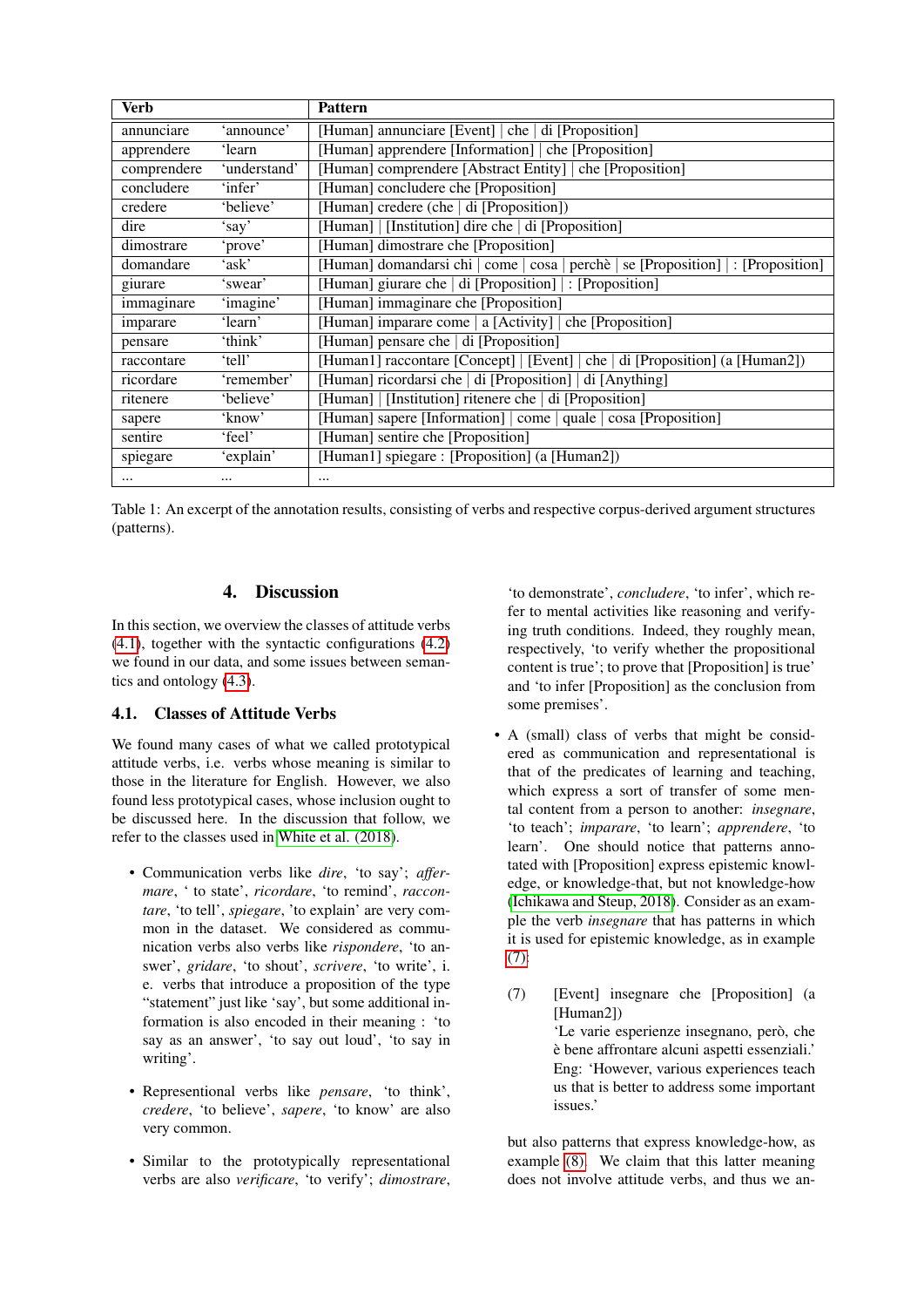| Verb | | Pattern |
|---|---|---|
| annunciare | 'announce' | [Human] annunciare [Event] \| che \| di [Proposition] |
| apprendere | 'learn | [Human] apprendere [Information] \| che [Proposition] |
| comprendere | 'understand' | [Human] comprendere [Abstract Entity] \| che [Proposition] |
| concludere | 'infer' | [Human] concludere che [Proposition] |
| credere | 'believe' | [Human] credere (che \| di [Proposition]) |
| dire | 'say' | [Human] \| [Institution] dire che \| di [Proposition] |
| dimostrare | 'prove' | [Human] dimostrare che [Proposition] |
| domandare | 'ask' | [Human] domandarsi chi \| come \| cosa \| perchè \| se [Proposition] \| : [Proposition] |
| giurare | 'swear' | [Human] giurare che \| di [Proposition] \| : [Proposition] |
| immaginare | 'imagine' | [Human] immaginare che [Proposition] |
| imparare | 'learn' | [Human] imparare come \| a [Activity] \| che [Proposition] |
| pensare | 'think' | [Human] pensare che \| di [Proposition] |
| raccontare | 'tell' | [Human1] raccontare [Concept] \| [Event] \| che \| di [Proposition] (a [Human2]) |
| ricordare | 'remember' | [Human] ricordarsi che \| di [Proposition] \| di [Anything] |
| ritenere | 'believe' | [Human] \| [Institution] ritenere che \| di [Proposition] |
| sapere | 'know' | [Human] sapere [Information] \| come \| quale \| cosa [Proposition] |
| sentire | 'feel' | [Human] sentire che [Proposition] |
| spiegare | 'explain' | [Human1] spiegare : [Proposition] (a [Human2]) |
| ... | ... | ... |

Table 1: An excerpt of the annotation results, consisting of verbs and respective corpus-derived argument structures (patterns).

## 4. Discussion

In this section, we overview the classes of attitude verbs (4.1), together with the syntactic configurations (4.2) we found in our data, and some issues between semantics and ontology (4.3).

### 4.1. Classes of Attitude Verbs

We found many cases of what we called prototypical attitude verbs, i.e. verbs whose meaning is similar to those in the literature for English. However, we also found less prototypical cases, whose inclusion ought to be discussed here. In the discussion that follow, we refer to the classes used in White et al. (2018).

- Communication verbs like *dire*, 'to say'; *affermare*, ' to state', *ricordare*, 'to remind', *raccontare*, 'to tell', *spiegare*, 'to explain' are very common in the dataset. We considered as communication verbs also verbs like *rispondere*, 'to answer', *gridare*, 'to shout', *scrivere*, 'to write', i. e. verbs that introduce a proposition of the type "statement" just like 'say', but some additional information is also encoded in their meaning : 'to say as an answer', 'to say out loud', 'to say in writing'.

- Representional verbs like *pensare*, 'to think', *credere*, 'to believe', *sapere*, 'to know' are also very common.

- Similar to the prototypically representional verbs are also *verificare*, 'to verify'; *dimostrare*, 'to demonstrate', *concludere*, 'to infer', which refer to mental activities like reasoning and verifying truth conditions. Indeed, they roughly mean, respectively, 'to verify whether the propositional content is true'; to prove that [Proposition] is true' and 'to infer [Proposition] as the conclusion from some premises'.

- A (small) class of verbs that might be considered as communication and representational is that of the predicates of learning and teaching, which express a sort of transfer of some mental content from a person to another: *insegnare*, 'to teach'; *imparare*, 'to learn'; *apprendere*, 'to learn'. One should notice that patterns annotated with [Proposition] express epistemic knowledge, or knowledge-that, but not knowledge-how (Ichikawa and Steup, 2018). Consider as an example the verb *insegnare* that has patterns in which it is used for epistemic knowledge, as in example (7):

(7) [Event] insegnare che [Proposition] (a [Human2])
'Le varie esperienze insegnano, però, che è bene affrontare alcuni aspetti essenziali.'
Eng: 'However, various experiences teach us that is better to address some important issues.'

but also patterns that express knowledge-how, as example (8). We claim that this latter meaning does not involve attitude verbs, and thus we an-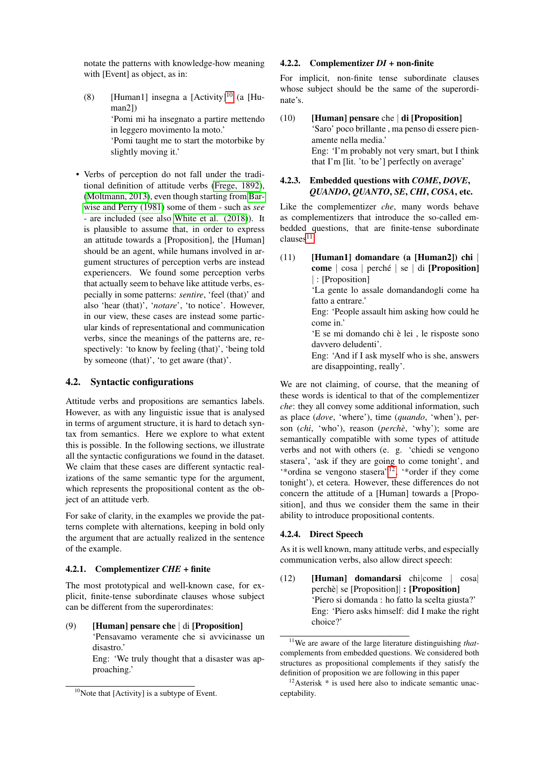notate the patterns with knowledge-how meaning with [Event] as object, as in:

(8) [Human1] insegna a [Activity][10] (a [Human2])
'Pomi mi ha insegnato a partire mettendo in leggero movimento la moto.'
'Pomi taught me to start the motorbike by slightly moving it.'

- Verbs of perception do not fall under the traditional definition of attitude verbs (Frege, 1892), (Moltmann, 2013), even though starting from Barwise and Perry (1981) some of them - such as *see* - are included (see also White et al. (2018)). It is plausible to assume that, in order to express an attitude towards a [Proposition], the [Human] should be an agent, while humans involved in argument structures of perception verbs are instead experiencers. We found some perception verbs that actually seem to behave like attitude verbs, especially in some patterns: *sentire*, 'feel (that)' and also 'hear (that)', '*notare*', 'to notice'. However, in our view, these cases are instead some particular kinds of representational and communication verbs, since the meanings of the patterns are, respectively: 'to know by feeling (that)', 'being told by someone (that)', 'to get aware (that)'.

### 4.2. Syntactic configurations

Attitude verbs and propositions are semantics labels. However, as with any linguistic issue that is analysed in terms of argument structure, it is hard to detach syntax from semantics. Here we explore to what extent this is possible. In the following sections, we illustrate all the syntactic configurations we found in the dataset. We claim that these cases are different syntactic realizations of the same semantic type for the argument, which represents the propositional content as the object of an attitude verb.

For sake of clarity, in the examples we provide the patterns complete with alternations, keeping in bold only the argument that are actually realized in the sentence of the example.

#### 4.2.1. Complementizer *CHE* + finite

The most prototypical and well-known case, for explicit, finite-tense subordinate clauses whose subject can be different from the superordinates:

(9) **[Human] pensare che** | di **[Proposition]**
'Pensavamo veramente che si avvicinasse un disastro.'
Eng: 'We truly thought that a disaster was approaching.'

#### 4.2.2. Complementizer *DI* + non-finite

For implicit, non-finite tense subordinate clauses whose subject should be the same of the superordinate's.

(10) **[Human] pensare** che | **di [Proposition]**
'Saro' poco brillante , ma penso di essere pienamente nella media.'
Eng: 'I'm probably not very smart, but I think that I'm [lit. 'to be'] perfectly on average'

#### 4.2.3. Embedded questions with *COME*, *DOVE*, *QUANDO*, *QUANTO*, *SE*, *CHI*, *COSA*, etc.

Like the complementizer *che*, many words behave as complementizers that introduce the so-called embedded questions, that are finite-tense subordinate clauses[11].

(11) **[Human1] domandare (a [Human2]) chi** | **come** | cosa | perché | se | di **[Proposition]** | : [Proposition]
'La gente lo assale domandandogli come ha fatto a entrare.'
Eng: 'People assault him asking how could he come in.'
'E se mi domando chi è lei , le risposte sono davvero deludenti'.
Eng: 'And if I ask myself who is she, answers are disappointing, really'.

We are not claiming, of course, that the meaning of these words is identical to that of the complementizer *che*: they all convey some additional information, such as place (*dove*, 'where'), time (*quando*, 'when'), person (*chi*, 'who'), reason (*perchè*, 'why'); some are semantically compatible with some types of attitude verbs and not with others (e. g. 'chiedi se vengono stasera', 'ask if they are going to come tonight', and '*ordina se vengono stasera'[12], '*order if they come tonight'), et cetera. However, these differences do not concern the attitude of a [Human] towards a [Proposition], and thus we consider them the same in their ability to introduce propositional contents.

#### 4.2.4. Direct Speech

As it is well known, many attitude verbs, and especially communication verbs, also allow direct speech:

(12) **[Human] domandarsi** chi|come | cosa| perchè| se [Proposition]| **: [Proposition]**
'Piero si domanda : ho fatto la scelta giusta?'
Eng: 'Piero asks himself: did I make the right choice?'

[10] Note that [Activity] is a subtype of Event.

[11] We are aware of the large literature distinguishing *that*-complements from embedded questions. We considered both structures as propositional complements if they satisfy the definition of proposition we are following in this paper

[12] Asterisk * is used here also to indicate semantic unacceptability.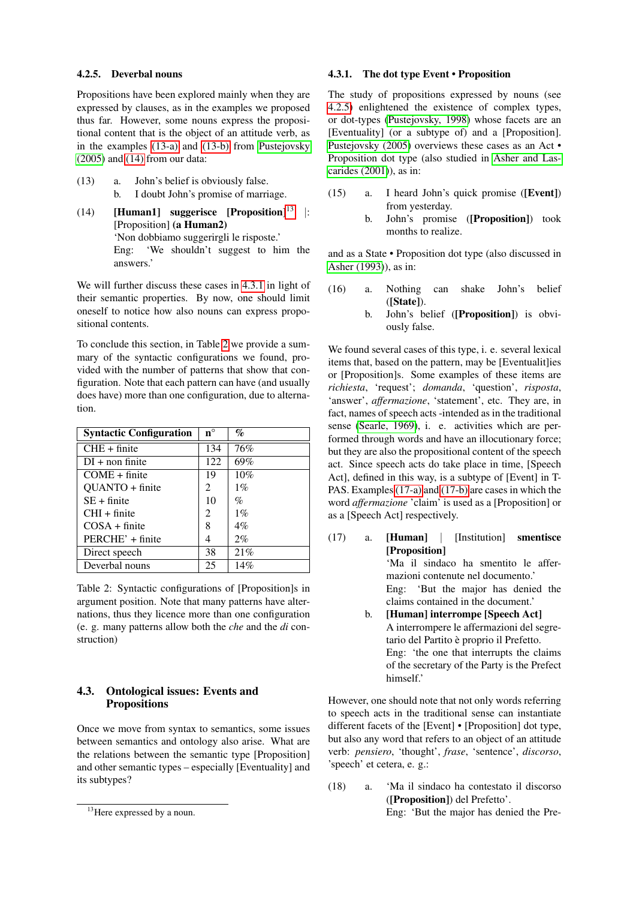### 4.2.5. Deverbal nouns

Propositions have been explored mainly when they are expressed by clauses, as in the examples we proposed thus far. However, some nouns express the propositional content that is the object of an attitude verb, as in the examples (13-a) and (13-b) from Pustejovsky (2005) and (14) from our data:

(13) a. John's belief is obviously false.
b. I doubt John's promise of marriage.

(14) **[Human1] suggerisce [Proposition]**[13] |: [Proposition] **(a Human2)**
'Non dobbiamo suggerirgli le risposte.'
Eng: 'We shouldn't suggest to him the answers.'

We will further discuss these cases in 4.3.1 in light of their semantic properties. By now, one should limit oneself to notice how also nouns can express propositional contents.

To conclude this section, in Table 2 we provide a summary of the syntactic configurations we found, provided with the number of patterns that show that configuration. Note that each pattern can have (and usually does have) more than one configuration, due to alternation.

| Syntactic Configuration | n° | % |
|---|---|---|
| CHE + finite | 134 | 76% |
| DI + non finite | 122 | 69% |
| COME + finite | 19 | 10% |
| QUANTO + finite | 2 | 1% |
| SE + finite | 10 | % |
| CHI + finite | 2 | 1% |
| COSA + finite | 8 | 4% |
| PERCHE' + finite | 4 | 2% |
| Direct speech | 38 | 21% |
| Deverbal nouns | 25 | 14% |

Table 2: Syntactic configurations of [Proposition]s in argument position. Note that many patterns have alternations, thus they licence more than one configuration (e. g. many patterns allow both the *che* and the *di* construction)

## 4.3. Ontological issues: Events and Propositions

Once we move from syntax to semantics, some issues between semantics and ontology also arise. What are the relations between the semantic type [Proposition] and other semantic types – especially [Eventuality] and its subtypes?

[13] Here expressed by a noun.

### 4.3.1. The dot type Event • Proposition

The study of propositions expressed by nouns (see 4.2.5) enlightened the existence of complex types, or dot-types (Pustejovsky, 1998) whose facets are an [Eventuality] (or a subtype of) and a [Proposition]. Pustejovsky (2005) overviews these cases as an Act • Proposition dot type (also studied in Asher and Lascarides (2001)), as in:

(15) a. I heard John's quick promise (**[Event]**) from yesterday.
b. John's promise (**[Proposition]**) took months to realize.

and as a State • Proposition dot type (also discussed in Asher (1993)), as in:

(16) a. Nothing can shake John's belief (**[State]**).
b. John's belief (**[Proposition]**) is obviously false.

We found several cases of this type, i. e. several lexical items that, based on the pattern, may be [Eventualit]ies or [Proposition]s. Some examples of these items are *richiesta*, 'request'; *domanda*, 'question', *risposta*, 'answer', *affermazione*, 'statement', etc. They are, in fact, names of speech acts -intended as in the traditional sense (Searle, 1969), i. e. activities which are performed through words and have an illocutionary force; but they are also the propositional content of the speech act. Since speech acts do take place in time, [Speech Act], defined in this way, is a subtype of [Event] in T-PAS. Examples (17-a) and (17-b) are cases in which the word *affermazione* 'claim' is used as a [Proposition] or as a [Speech Act] respectively.

(17) a. **[Human]** | [Institution] **smentisce [Proposition]**
'Ma il sindaco ha smentito le affermazioni contenute nel documento.'
Eng: 'But the major has denied the claims contained in the document.'
b. **[Human] interrompe [Speech Act]**
A interrompere le affermazioni del segretario del Partito è proprio il Prefetto.
Eng: 'the one that interrupts the claims of the secretary of the Party is the Prefect himself.'

However, one should note that not only words referring to speech acts in the traditional sense can instantiate different facets of the [Event] • [Proposition] dot type, but also any word that refers to an object of an attitude verb: *pensiero*, 'thought', *frase*, 'sentence', *discorso*, 'speech' et cetera, e. g.:

(18) a. 'Ma il sindaco ha contestato il discorso (**[Proposition]**) del Prefetto'.
Eng: 'But the major has denied the Pre-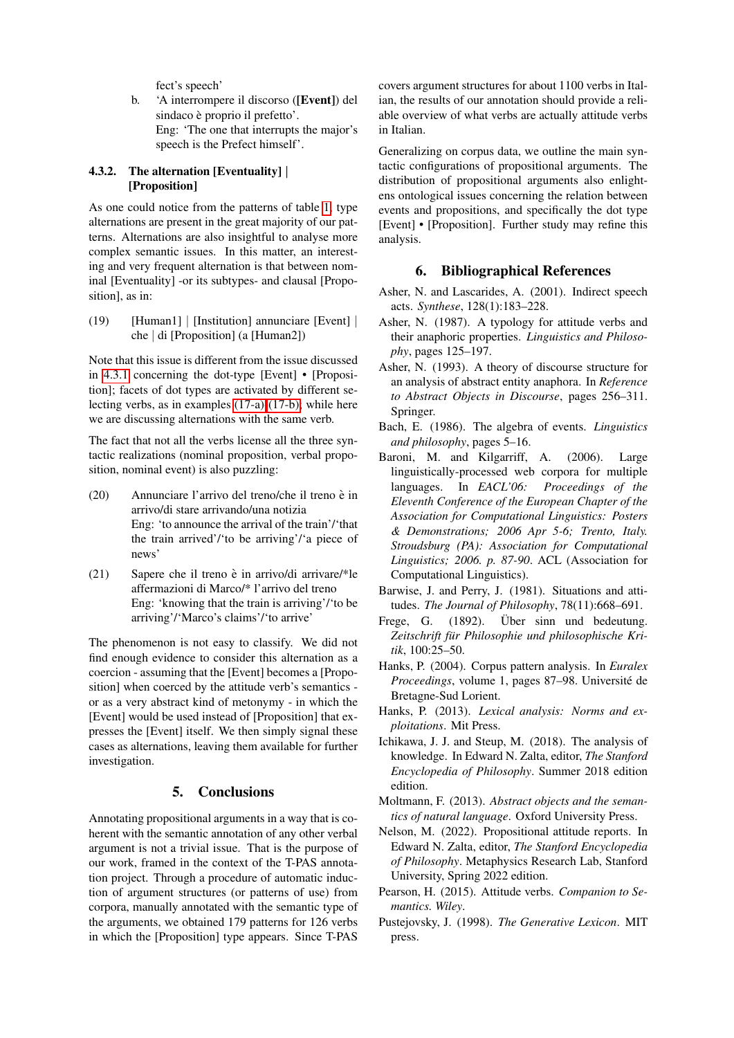fect's speech'

b. 'A interrompere il discorso ([**Event**]) del sindaco è proprio il prefetto'.
Eng: 'The one that interrupts the major's speech is the Prefect himself'.

#### 4.3.2. The alternation [Eventuality] | [Proposition]

As one could notice from the patterns of table 1, type alternations are present in the great majority of our patterns. Alternations are also insightful to analyse more complex semantic issues. In this matter, an interesting and very frequent alternation is that between nominal [Eventuality] -or its subtypes- and clausal [Proposition], as in:

(19) [Human1] | [Institution] annunciare [Event] | che | di [Proposition] (a [Human2])

Note that this issue is different from the issue discussed in 4.3.1 concerning the dot-type [Event] • [Proposition]; facets of dot types are activated by different selecting verbs, as in examples (17-a) (17-b), while here we are discussing alternations with the same verb.

The fact that not all the verbs license all the three syntactic realizations (nominal proposition, verbal proposition, nominal event) is also puzzling:

(20) Annunciare l'arrivo del treno/che il treno è in arrivo/di stare arrivando/una notizia
Eng: 'to announce the arrival of the train'/'that the train arrived'/'to be arriving'/'a piece of news'

(21) Sapere che il treno è in arrivo/di arrivare/*le affermazioni di Marco/* l'arrivo del treno
Eng: 'knowing that the train is arriving'/'to be arriving'/'Marco's claims'/'to arrive'

The phenomenon is not easy to classify. We did not find enough evidence to consider this alternation as a coercion - assuming that the [Event] becomes a [Proposition] when coerced by the attitude verb's semantics - or as a very abstract kind of metonymy - in which the [Event] would be used instead of [Proposition] that expresses the [Event] itself. We then simply signal these cases as alternations, leaving them available for further investigation.

## 5. Conclusions

Annotating propositional arguments in a way that is coherent with the semantic annotation of any other verbal argument is not a trivial issue. That is the purpose of our work, framed in the context of the T-PAS annotation project. Through a procedure of automatic induction of argument structures (or patterns of use) from corpora, manually annotated with the semantic type of the arguments, we obtained 179 patterns for 126 verbs in which the [Proposition] type appears. Since T-PAS covers argument structures for about 1100 verbs in Italian, the results of our annotation should provide a reliable overview of what verbs are actually attitude verbs in Italian.

Generalizing on corpus data, we outline the main syntactic configurations of propositional arguments. The distribution of propositional arguments also enlightens ontological issues concerning the relation between events and propositions, and specifically the dot type [Event] • [Proposition]. Further study may refine this analysis.

## 6. Bibliographical References

Asher, N. and Lascarides, A. (2001). Indirect speech acts. *Synthese*, 128(1):183–228.

Asher, N. (1987). A typology for attitude verbs and their anaphoric properties. *Linguistics and Philosophy*, pages 125–197.

Asher, N. (1993). A theory of discourse structure for an analysis of abstract entity anaphora. In *Reference to Abstract Objects in Discourse*, pages 256–311. Springer.

Bach, E. (1986). The algebra of events. *Linguistics and philosophy*, pages 5–16.

Baroni, M. and Kilgarriff, A. (2006). Large linguistically-processed web corpora for multiple languages. In *EACL'06: Proceedings of the Eleventh Conference of the European Chapter of the Association for Computational Linguistics: Posters & Demonstrations; 2006 Apr 5-6; Trento, Italy. Stroudsburg (PA): Association for Computational Linguistics; 2006. p. 87-90*. ACL (Association for Computational Linguistics).

Barwise, J. and Perry, J. (1981). Situations and attitudes. *The Journal of Philosophy*, 78(11):668–691.

Frege, G. (1892). Über sinn und bedeutung. *Zeitschrift für Philosophie und philosophische Kritik*, 100:25–50.

Hanks, P. (2004). Corpus pattern analysis. In *Euralex Proceedings*, volume 1, pages 87–98. Université de Bretagne-Sud Lorient.

Hanks, P. (2013). *Lexical analysis: Norms and exploitations*. Mit Press.

Ichikawa, J. J. and Steup, M. (2018). The analysis of knowledge. In Edward N. Zalta, editor, *The Stanford Encyclopedia of Philosophy*. Summer 2018 edition edition.

Moltmann, F. (2013). *Abstract objects and the semantics of natural language*. Oxford University Press.

Nelson, M. (2022). Propositional attitude reports. In Edward N. Zalta, editor, *The Stanford Encyclopedia of Philosophy*. Metaphysics Research Lab, Stanford University, Spring 2022 edition.

Pearson, H. (2015). Attitude verbs. *Companion to Semantics. Wiley*.

Pustejovsky, J. (1998). *The Generative Lexicon*. MIT press.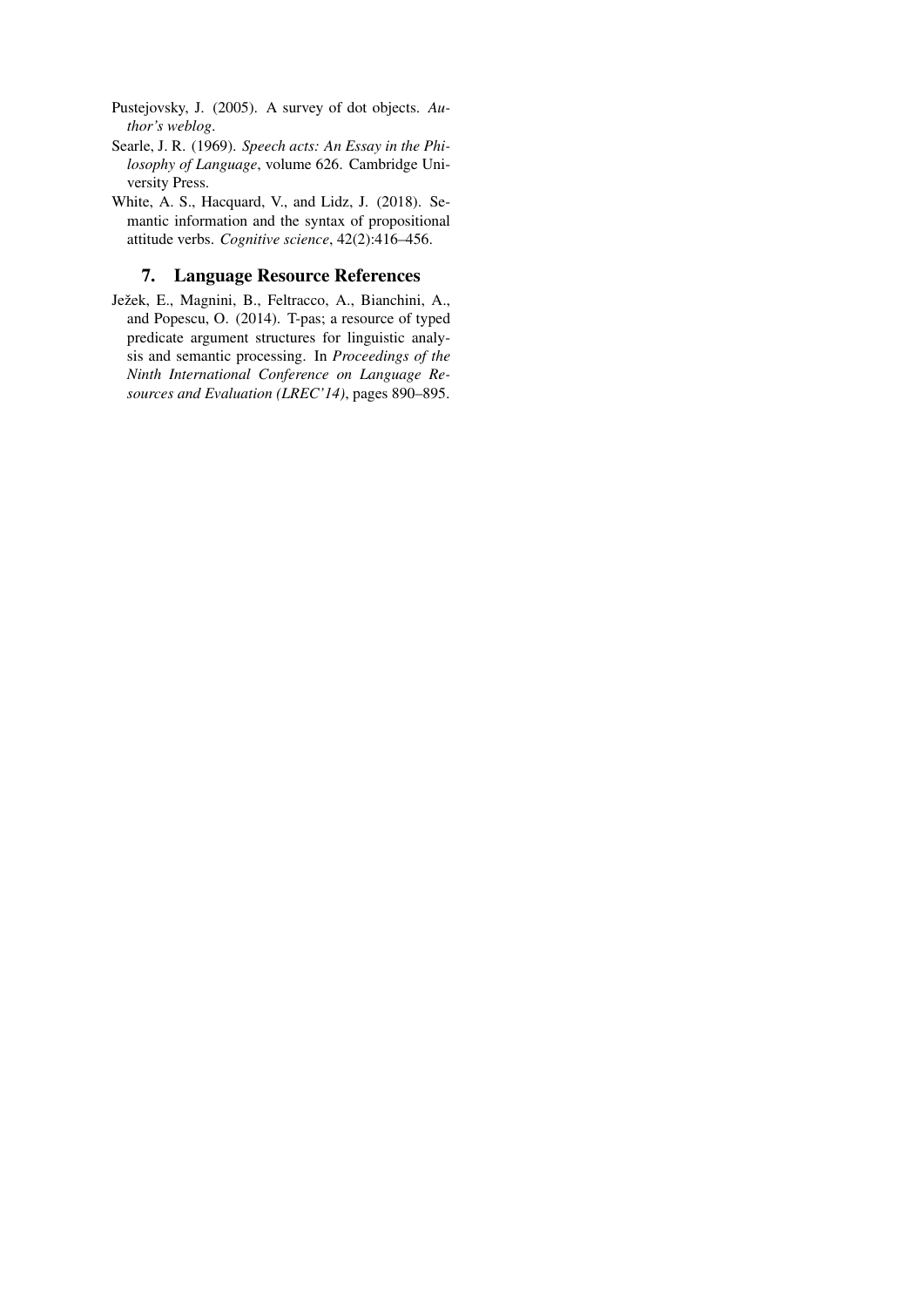Pustejovsky, J. (2005). A survey of dot objects. *Author's weblog*.

Searle, J. R. (1969). *Speech acts: An Essay in the Philosophy of Language*, volume 626. Cambridge University Press.

White, A. S., Hacquard, V., and Lidz, J. (2018). Semantic information and the syntax of propositional attitude verbs. *Cognitive science*, 42(2):416–456.

## 7. Language Resource References

Ježek, E., Magnini, B., Feltracco, A., Bianchini, A., and Popescu, O. (2014). T-pas; a resource of typed predicate argument structures for linguistic analysis and semantic processing. In *Proceedings of the Ninth International Conference on Language Resources and Evaluation (LREC'14)*, pages 890–895.